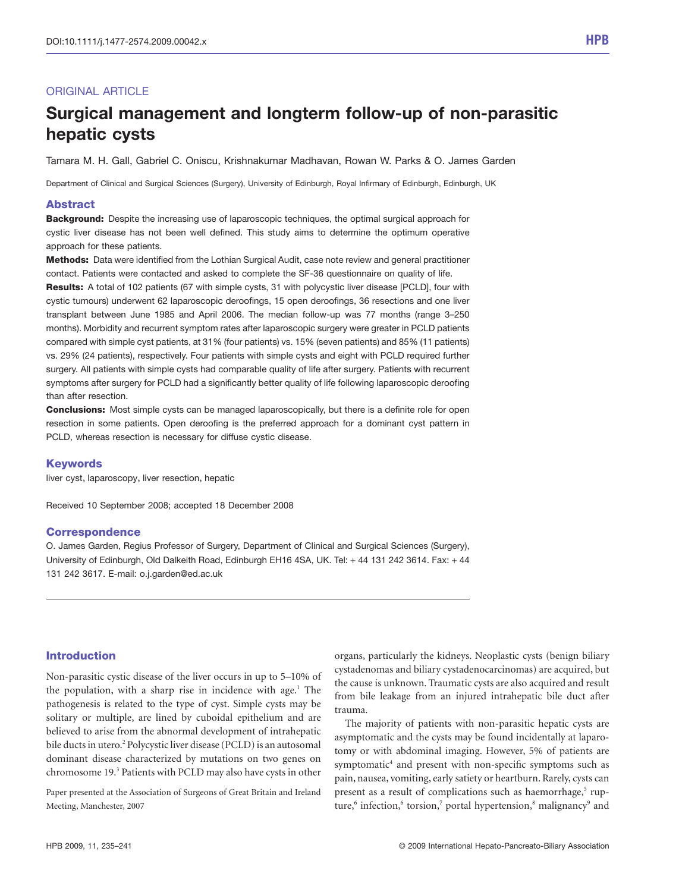DOI:10.1111/j.1477-2574.2009.00042.x

ORIGINAL ARTICLE

# Surgical management and longterm follow-up of non-parasitic hepatic cysts

Tamara M. H. Gall, Gabriel C. Oniscu, Krishnakumar Madhavan, Rowan W. Parks & O. James Garden

Department of Clinical and Surgical Sciences (Surgery), University of Edinburgh, Royal Infirmary of Edinburgh, Edinburgh, UK

## Abstract

**Background:** Despite the increasing use of laparoscopic techniques, the optimal surgical approach for cystic liver disease has not been well defined. This study aims to determine the optimum operative approach for these patients.

**Methods:** Data were identified from the Lothian Surgical Audit, case note review and general practitioner contact. Patients were contacted and asked to complete the SF-36 questionnaire on quality of life.

**Results:** A total of 102 patients (67 with simple cysts, 31 with polycystic liver disease [PCLD], four with cystic tumours) underwent 62 laparoscopic deroofings, 15 open deroofings, 36 resections and one liver transplant between June 1985 and April 2006. The median follow-up was 77 months (range 3–250 months). Morbidity and recurrent symptom rates after laparoscopic surgery were greater in PCLD patients compared with simple cyst patients, at 31% (four patients) vs. 15% (seven patients) and 85% (11 patients) vs. 29% (24 patients), respectively. Four patients with simple cysts and eight with PCLD required further surgery. All patients with simple cysts had comparable quality of life after surgery. Patients with recurrent symptoms after surgery for PCLD had a significantly better quality of life following laparoscopic deroofing than after resection.

**Conclusions:** Most simple cysts can be managed laparoscopically, but there is a definite role for open resection in some patients. Open deroofing is the preferred approach for a dominant cyst pattern in PCLD, whereas resection is necessary for diffuse cystic disease.

## Keywords

liver cyst, laparoscopy, liver resection, hepatic

Received 10 September 2008; accepted 18 December 2008

## Correspondence

O. James Garden, Regius Professor of Surgery, Department of Clinical and Surgical Sciences (Surgery), University of Edinburgh, Old Dalkeith Road, Edinburgh EH16 4SA, UK. Tel: + 44 131 242 3614. Fax: + 44 131 242 3617. E-mail: o.j.garden@ed.ac.uk

## Introduction

Non-parasitic cystic disease of the liver occurs in up to 5–10% of the population, with a sharp rise in incidence with age.[1] The pathogenesis is related to the type of cyst. Simple cysts may be solitary or multiple, are lined by cuboidal epithelium and are believed to arise from the abnormal development of intrahepatic bile ducts in utero.[2] Polycystic liver disease (PCLD) is an autosomal dominant disease characterized by mutations on two genes on chromosome 19.[3] Patients with PCLD may also have cysts in other organs, particularly the kidneys. Neoplastic cysts (benign biliary cystadenomas and biliary cystadenocarcinomas) are acquired, but the cause is unknown. Traumatic cysts are also acquired and result from bile leakage from an injured intrahepatic bile duct after trauma.

Paper presented at the Association of Surgeons of Great Britain and Ireland Meeting, Manchester, 2007

The majority of patients with non-parasitic hepatic cysts are asymptomatic and the cysts may be found incidentally at laparotomy or with abdominal imaging. However, 5% of patients are symptomatic[4] and present with non-specific symptoms such as pain, nausea, vomiting, early satiety or heartburn. Rarely, cysts can present as a result of complications such as haemorrhage,[5] rupture,[6] infection,[6] torsion,[7] portal hypertension,[8] malignancy[9] and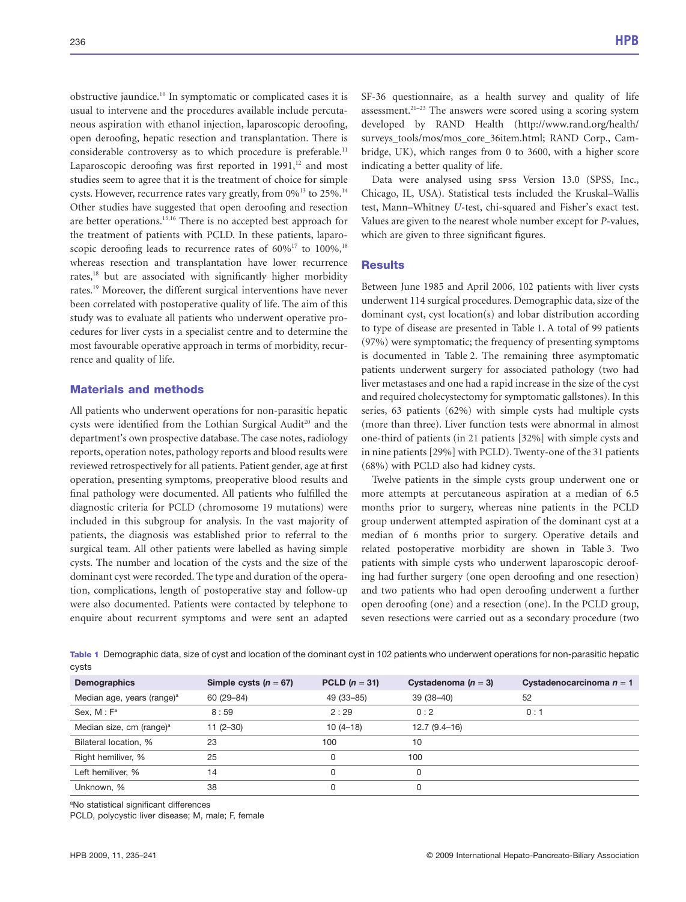obstructive jaundice.[10] In symptomatic or complicated cases it is usual to intervene and the procedures available include percutaneous aspiration with ethanol injection, laparoscopic deroofing, open deroofing, hepatic resection and transplantation. There is considerable controversy as to which procedure is preferable.[11] Laparoscopic deroofing was first reported in 1991,[12] and most studies seem to agree that it is the treatment of choice for simple cysts. However, recurrence rates vary greatly, from 0%[13] to 25%.[14] Other studies have suggested that open deroofing and resection are better operations.[15,16] There is no accepted best approach for the treatment of patients with PCLD. In these patients, laparoscopic deroofing leads to recurrence rates of 60%[17] to 100%,[18] whereas resection and transplantation have lower recurrence rates,[18] but are associated with significantly higher morbidity rates.[19] Moreover, the different surgical interventions have never been correlated with postoperative quality of life. The aim of this study was to evaluate all patients who underwent operative procedures for liver cysts in a specialist centre and to determine the most favourable operative approach in terms of morbidity, recurrence and quality of life.

## Materials and methods

All patients who underwent operations for non-parasitic hepatic cysts were identified from the Lothian Surgical Audit[20] and the department's own prospective database. The case notes, radiology reports, operation notes, pathology reports and blood results were reviewed retrospectively for all patients. Patient gender, age at first operation, presenting symptoms, preoperative blood results and final pathology were documented. All patients who fulfilled the diagnostic criteria for PCLD (chromosome 19 mutations) were included in this subgroup for analysis. In the vast majority of patients, the diagnosis was established prior to referral to the surgical team. All other patients were labelled as having simple cysts. The number and location of the cysts and the size of the dominant cyst were recorded. The type and duration of the operation, complications, length of postoperative stay and follow-up were also documented. Patients were contacted by telephone to enquire about recurrent symptoms and were sent an adapted SF-36 questionnaire, as a health survey and quality of life assessment.[21–23] The answers were scored using a scoring system developed by RAND Health (http://www.rand.org/health/surveys_tools/mos/mos_core_36item.html; RAND Corp., Cambridge, UK), which ranges from 0 to 3600, with a higher score indicating a better quality of life.

Data were analysed using SPSS Version 13.0 (SPSS, Inc., Chicago, IL, USA). Statistical tests included the Kruskal–Wallis test, Mann–Whitney *U*-test, chi-squared and Fisher's exact test. Values are given to the nearest whole number except for *P*-values, which are given to three significant figures.

## Results

Between June 1985 and April 2006, 102 patients with liver cysts underwent 114 surgical procedures. Demographic data, size of the dominant cyst, cyst location(s) and lobar distribution according to type of disease are presented in Table 1. A total of 99 patients (97%) were symptomatic; the frequency of presenting symptoms is documented in Table 2. The remaining three asymptomatic patients underwent surgery for associated pathology (two had liver metastases and one had a rapid increase in the size of the cyst and required cholecystectomy for symptomatic gallstones). In this series, 63 patients (62%) with simple cysts had multiple cysts (more than three). Liver function tests were abnormal in almost one-third of patients (in 21 patients [32%] with simple cysts and in nine patients [29%] with PCLD). Twenty-one of the 31 patients (68%) with PCLD also had kidney cysts.

Twelve patients in the simple cysts group underwent one or more attempts at percutaneous aspiration at a median of 6.5 months prior to surgery, whereas nine patients in the PCLD group underwent attempted aspiration of the dominant cyst at a median of 6 months prior to surgery. Operative details and related postoperative morbidity are shown in Table 3. Two patients with simple cysts who underwent laparoscopic deroofing had further surgery (one open deroofing and one resection) and two patients who had open deroofing underwent a further open deroofing (one) and a resection (one). In the PCLD group, seven resections were carried out as a secondary procedure (two

**Table 1** Demographic data, size of cyst and location of the dominant cyst in 102 patients who underwent operations for non-parasitic hepatic cysts

| Demographics | Simple cysts (*n* = 67) | PCLD (*n* = 31) | Cystadenoma (*n* = 3) | Cystadenocarcinoma *n* = 1 |
|---|---|---|---|---|
| Median age, years (range)[a] | 60 (29–84) | 49 (33–85) | 39 (38–40) | 52 |
| Sex, M : F[a] | 8 : 59 | 2 : 29 | 0 : 2 | 0 : 1 |
| Median size, cm (range)[a] | 11 (2–30) | 10 (4–18) | 12.7 (9.4–16) | |
| Bilateral location, % | 23 | 100 | 10 | |
| Right hemiliver, % | 25 | 0 | 100 | |
| Left hemiliver, % | 14 | 0 | 0 | |
| Unknown, % | 38 | 0 | 0 | |

[a]No statistical significant differences
PCLD, polycystic liver disease; M, male; F, female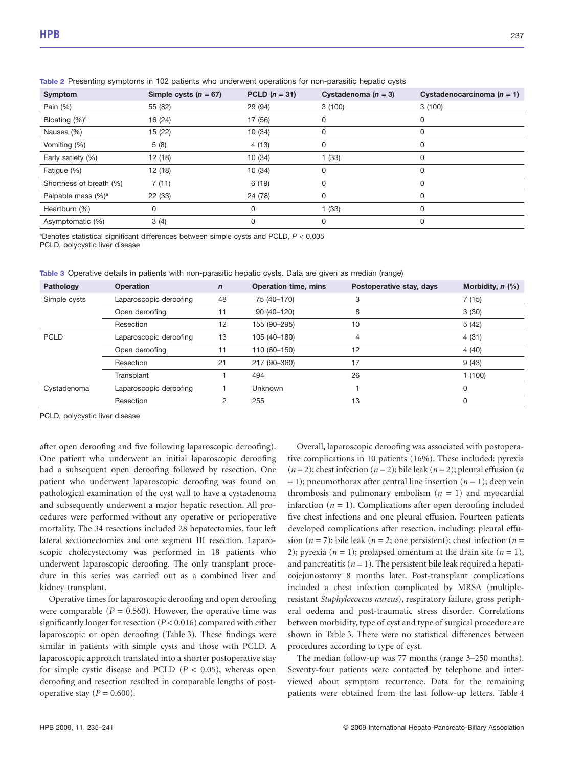**Table 2** Presenting symptoms in 102 patients who underwent operations for non-parasitic hepatic cysts

| Symptom | Simple cysts ($n$ = 67) | PCLD ($n$ = 31) | Cystadenoma ($n$ = 3) | Cystadenocarcinoma ($n$ = 1) |
|---|---|---|---|---|
| Pain (%) | 55 (82) | 29 (94) | 3 (100) | 3 (100) |
| Bloating (%)[a] | 16 (24) | 17 (56) | 0 | 0 |
| Nausea (%) | 15 (22) | 10 (34) | 0 | 0 |
| Vomiting (%) | 5 (8) | 4 (13) | 0 | 0 |
| Early satiety (%) | 12 (18) | 10 (34) | 1 (33) | 0 |
| Fatigue (%) | 12 (18) | 10 (34) | 0 | 0 |
| Shortness of breath (%) | 7 (11) | 6 (19) | 0 | 0 |
| Palpable mass (%)[a] | 22 (33) | 24 (78) | 0 | 0 |
| Heartburn (%) | 0 | 0 | 1 (33) | 0 |
| Asymptomatic (%) | 3 (4) | 0 | 0 | 0 |

[a]Denotes statistical significant differences between simple cysts and PCLD, $P < 0.005$
PCLD, polycystic liver disease

**Table 3** Operative details in patients with non-parasitic hepatic cysts. Data are given as median (range)

| Pathology | Operation | $n$ | Operation time, mins | Postoperative stay, days | Morbidity, $n$ (%) |
|---|---|---|---|---|---|
| Simple cysts | Laparoscopic deroofing | 48 | 75 (40–170) | 3 | 7 (15) |
| | Open deroofing | 11 | 90 (40–120) | 8 | 3 (30) |
| | Resection | 12 | 155 (90–295) | 10 | 5 (42) |
| PCLD | Laparoscopic deroofing | 13 | 105 (40–180) | 4 | 4 (31) |
| | Open deroofing | 11 | 110 (60–150) | 12 | 4 (40) |
| | Resection | 21 | 217 (90–360) | 17 | 9 (43) |
| | Transplant | 1 | 494 | 26 | 1 (100) |
| Cystadenoma | Laparoscopic deroofing | 1 | Unknown | 1 | 0 |
| | Resection | 2 | 255 | 13 | 0 |

PCLD, polycystic liver disease

after open deroofing and five following laparoscopic deroofing). One patient who underwent an initial laparoscopic deroofing had a subsequent open deroofing followed by resection. One patient who underwent laparoscopic deroofing was found on pathological examination of the cyst wall to have a cystadenoma and subsequently underwent a major hepatic resection. All procedures were performed without any operative or perioperative mortality. The 34 resections included 28 hepatectomies, four left lateral sectionectomies and one segment III resection. Laparoscopic cholecystectomy was performed in 18 patients who underwent laparoscopic deroofing. The only transplant procedure in this series was carried out as a combined liver and kidney transplant.

Operative times for laparoscopic deroofing and open deroofing were comparable ($P$ = 0.560). However, the operative time was significantly longer for resection ($P$ < 0.016) compared with either laparoscopic or open deroofing (Table 3). These findings were similar in patients with simple cysts and those with PCLD. A laparoscopic approach translated into a shorter postoperative stay for simple cystic disease and PCLD ($P$ < 0.05), whereas open deroofing and resection resulted in comparable lengths of postoperative stay ($P$ = 0.600).

Overall, laparoscopic deroofing was associated with postoperative complications in 10 patients (16%). These included: pyrexia ($n$ = 2); chest infection ($n$ = 2); bile leak ($n$ = 2); pleural effusion ($n$ = 1); pneumothorax after central line insertion ($n$ = 1); deep vein thrombosis and pulmonary embolism ($n$ = 1) and myocardial infarction ($n$ = 1). Complications after open deroofing included five chest infections and one pleural effusion. Fourteen patients developed complications after resection, including: pleural effusion ($n$ = 7); bile leak ($n$ = 2; one persistent); chest infection ($n$ = 2); pyrexia ($n$ = 1); prolapsed omentum at the drain site ($n$ = 1), and pancreatitis ($n$ = 1). The persistent bile leak required a hepaticojejunostomy 8 months later. Post-transplant complications included a chest infection complicated by MRSA (multiple-resistant *Staphylococcus aureus*), respiratory failure, gross peripheral oedema and post-traumatic stress disorder. Correlations between morbidity, type of cyst and type of surgical procedure are shown in Table 3. There were no statistical differences between procedures according to type of cyst.

The median follow-up was 77 months (range 3–250 months). Seventy-four patients were contacted by telephone and interviewed about symptom recurrence. Data for the remaining patients were obtained from the last follow-up letters. Table 4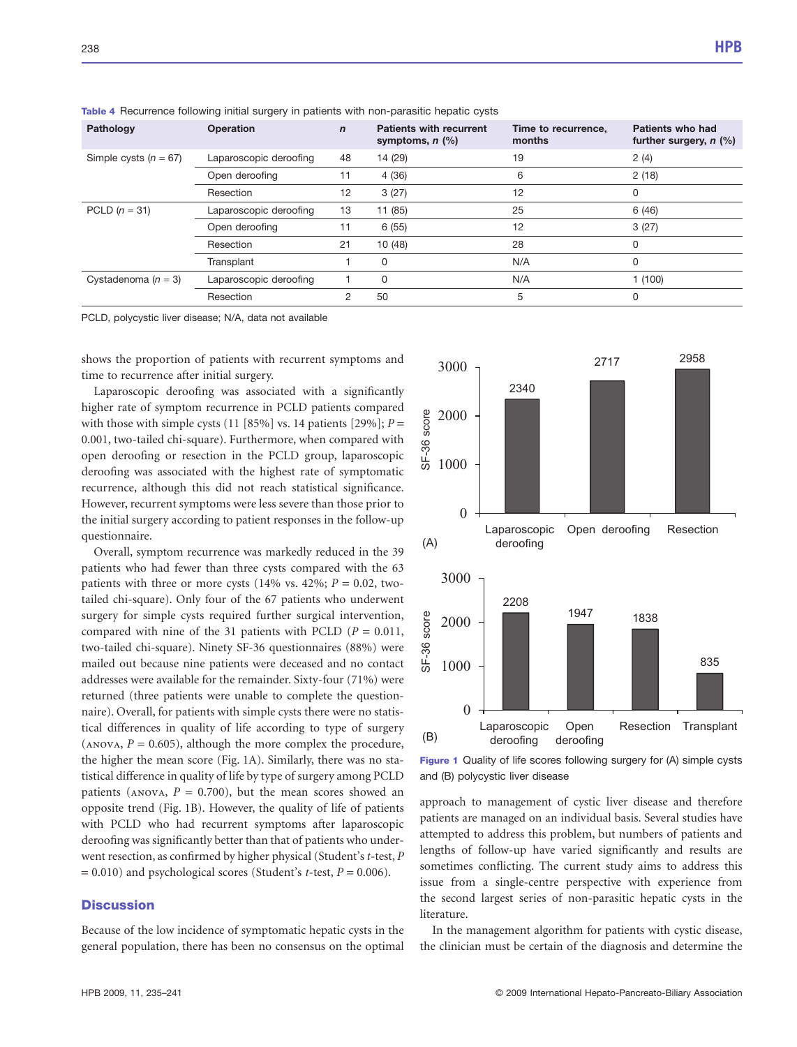**Table 4** Recurrence following initial surgery in patients with non-parasitic hepatic cysts

| Pathology | Operation | *n* | Patients with recurrent symptoms, *n* (%) | Time to recurrence, months | Patients who had further surgery, *n* (%) |
|---|---|---|---|---|---|
| Simple cysts (*n* = 67) | Laparoscopic deroofing | 48 | 14 (29) | 19 | 2 (4) |
| | Open deroofing | 11 | 4 (36) | 6 | 2 (18) |
| | Resection | 12 | 3 (27) | 12 | 0 |
| PCLD (*n* = 31) | Laparoscopic deroofing | 13 | 11 (85) | 25 | 6 (46) |
| | Open deroofing | 11 | 6 (55) | 12 | 3 (27) |
| | Resection | 21 | 10 (48) | 28 | 0 |
| | Transplant | 1 | 0 | N/A | 0 |
| Cystadenoma (*n* = 3) | Laparoscopic deroofing | 1 | 0 | N/A | 1 (100) |
| | Resection | 2 | 50 | 5 | 0 |

PCLD, polycystic liver disease; N/A, data not available

shows the proportion of patients with recurrent symptoms and time to recurrence after initial surgery.

Laparoscopic deroofing was associated with a significantly higher rate of symptom recurrence in PCLD patients compared with those with simple cysts (11 [85%] vs. 14 patients [29%]; $P = 0.001$, two-tailed chi-square). Furthermore, when compared with open deroofing or resection in the PCLD group, laparoscopic deroofing was associated with the highest rate of symptomatic recurrence, although this did not reach statistical significance. However, recurrent symptoms were less severe than those prior to the initial surgery according to patient responses in the follow-up questionnaire.

Overall, symptom recurrence was markedly reduced in the 39 patients who had fewer than three cysts compared with the 63 patients with three or more cysts (14% vs. 42%; $P = 0.02$, two-tailed chi-square). Only four of the 67 patients who underwent surgery for simple cysts required further surgical intervention, compared with nine of the 31 patients with PCLD ($P = 0.011$, two-tailed chi-square). Ninety SF-36 questionnaires (88%) were mailed out because nine patients were deceased and no contact addresses were available for the remainder. Sixty-four (71%) were returned (three patients were unable to complete the questionnaire). Overall, for patients with simple cysts there were no statistical differences in quality of life according to type of surgery (ANOVA, $P = 0.605$), although the more complex the procedure, the higher the mean score (Fig. 1A). Similarly, there was no statistical difference in quality of life by type of surgery among PCLD patients (ANOVA, $P = 0.700$), but the mean scores showed an opposite trend (Fig. 1B). However, the quality of life of patients with PCLD who had recurrent symptoms after laparoscopic deroofing was significantly better than that of patients who underwent resection, as confirmed by higher physical (Student's *t*-test, $P = 0.010$) and psychological scores (Student's *t*-test, $P = 0.006$).

**Figure 1** Quality of life scores following surgery for (A) simple cysts and (B) polycystic liver disease

## Discussion

Because of the low incidence of symptomatic hepatic cysts in the general population, there has been no consensus on the optimal approach to management of cystic liver disease and therefore patients are managed on an individual basis. Several studies have attempted to address this problem, but numbers of patients and lengths of follow-up have varied significantly and results are sometimes conflicting. The current study aims to address this issue from a single-centre perspective with experience from the second largest series of non-parasitic hepatic cysts in the literature.

In the management algorithm for patients with cystic disease, the clinician must be certain of the diagnosis and determine the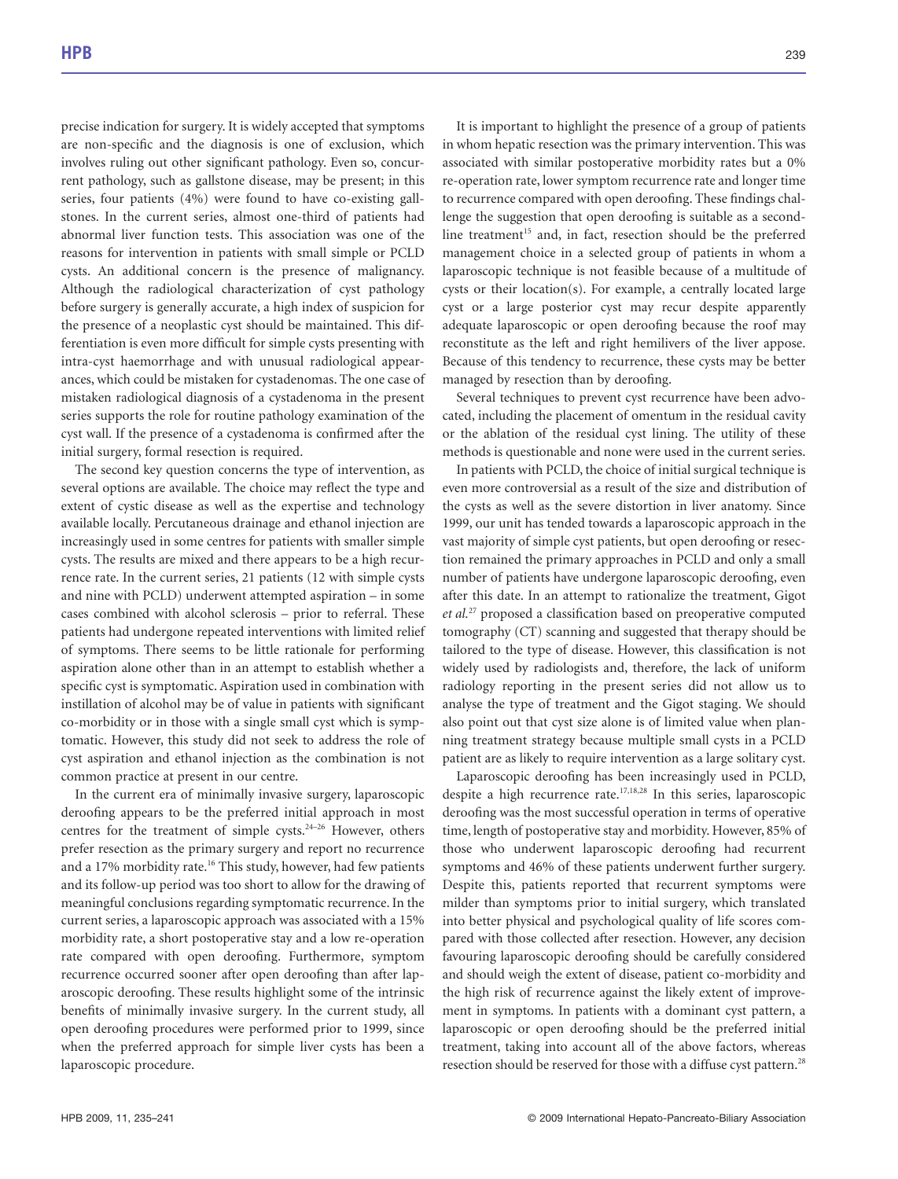precise indication for surgery. It is widely accepted that symptoms are non-specific and the diagnosis is one of exclusion, which involves ruling out other significant pathology. Even so, concurrent pathology, such as gallstone disease, may be present; in this series, four patients (4%) were found to have co-existing gallstones. In the current series, almost one-third of patients had abnormal liver function tests. This association was one of the reasons for intervention in patients with small simple or PCLD cysts. An additional concern is the presence of malignancy. Although the radiological characterization of cyst pathology before surgery is generally accurate, a high index of suspicion for the presence of a neoplastic cyst should be maintained. This differentiation is even more difficult for simple cysts presenting with intra-cyst haemorrhage and with unusual radiological appearances, which could be mistaken for cystadenomas. The one case of mistaken radiological diagnosis of a cystadenoma in the present series supports the role for routine pathology examination of the cyst wall. If the presence of a cystadenoma is confirmed after the initial surgery, formal resection is required.

The second key question concerns the type of intervention, as several options are available. The choice may reflect the type and extent of cystic disease as well as the expertise and technology available locally. Percutaneous drainage and ethanol injection are increasingly used in some centres for patients with smaller simple cysts. The results are mixed and there appears to be a high recurrence rate. In the current series, 21 patients (12 with simple cysts and nine with PCLD) underwent attempted aspiration – in some cases combined with alcohol sclerosis – prior to referral. These patients had undergone repeated interventions with limited relief of symptoms. There seems to be little rationale for performing aspiration alone other than in an attempt to establish whether a specific cyst is symptomatic. Aspiration used in combination with instillation of alcohol may be of value in patients with significant co-morbidity or in those with a single small cyst which is symptomatic. However, this study did not seek to address the role of cyst aspiration and ethanol injection as the combination is not common practice at present in our centre.

In the current era of minimally invasive surgery, laparoscopic deroofing appears to be the preferred initial approach in most centres for the treatment of simple cysts.[24–26] However, others prefer resection as the primary surgery and report no recurrence and a 17% morbidity rate.[16] This study, however, had few patients and its follow-up period was too short to allow for the drawing of meaningful conclusions regarding symptomatic recurrence. In the current series, a laparoscopic approach was associated with a 15% morbidity rate, a short postoperative stay and a low re-operation rate compared with open deroofing. Furthermore, symptom recurrence occurred sooner after open deroofing than after laparoscopic deroofing. These results highlight some of the intrinsic benefits of minimally invasive surgery. In the current study, all open deroofing procedures were performed prior to 1999, since when the preferred approach for simple liver cysts has been a laparoscopic procedure.

It is important to highlight the presence of a group of patients in whom hepatic resection was the primary intervention. This was associated with similar postoperative morbidity rates but a 0% re-operation rate, lower symptom recurrence rate and longer time to recurrence compared with open deroofing. These findings challenge the suggestion that open deroofing is suitable as a second-line treatment[15] and, in fact, resection should be the preferred management choice in a selected group of patients in whom a laparoscopic technique is not feasible because of a multitude of cysts or their location(s). For example, a centrally located large cyst or a large posterior cyst may recur despite apparently adequate laparoscopic or open deroofing because the roof may reconstitute as the left and right hemilivers of the liver appose. Because of this tendency to recurrence, these cysts may be better managed by resection than by deroofing.

Several techniques to prevent cyst recurrence have been advocated, including the placement of omentum in the residual cavity or the ablation of the residual cyst lining. The utility of these methods is questionable and none were used in the current series.

In patients with PCLD, the choice of initial surgical technique is even more controversial as a result of the size and distribution of the cysts as well as the severe distortion in liver anatomy. Since 1999, our unit has tended towards a laparoscopic approach in the vast majority of simple cyst patients, but open deroofing or resection remained the primary approaches in PCLD and only a small number of patients have undergone laparoscopic deroofing, even after this date. In an attempt to rationalize the treatment, Gigot *et al.*[27] proposed a classification based on preoperative computed tomography (CT) scanning and suggested that therapy should be tailored to the type of disease. However, this classification is not widely used by radiologists and, therefore, the lack of uniform radiology reporting in the present series did not allow us to analyse the type of treatment and the Gigot staging. We should also point out that cyst size alone is of limited value when planning treatment strategy because multiple small cysts in a PCLD patient are as likely to require intervention as a large solitary cyst.

Laparoscopic deroofing has been increasingly used in PCLD, despite a high recurrence rate.[17,18,28] In this series, laparoscopic deroofing was the most successful operation in terms of operative time, length of postoperative stay and morbidity. However, 85% of those who underwent laparoscopic deroofing had recurrent symptoms and 46% of these patients underwent further surgery. Despite this, patients reported that recurrent symptoms were milder than symptoms prior to initial surgery, which translated into better physical and psychological quality of life scores compared with those collected after resection. However, any decision favouring laparoscopic deroofing should be carefully considered and should weigh the extent of disease, patient co-morbidity and the high risk of recurrence against the likely extent of improvement in symptoms. In patients with a dominant cyst pattern, a laparoscopic or open deroofing should be the preferred initial treatment, taking into account all of the above factors, whereas resection should be reserved for those with a diffuse cyst pattern.[28]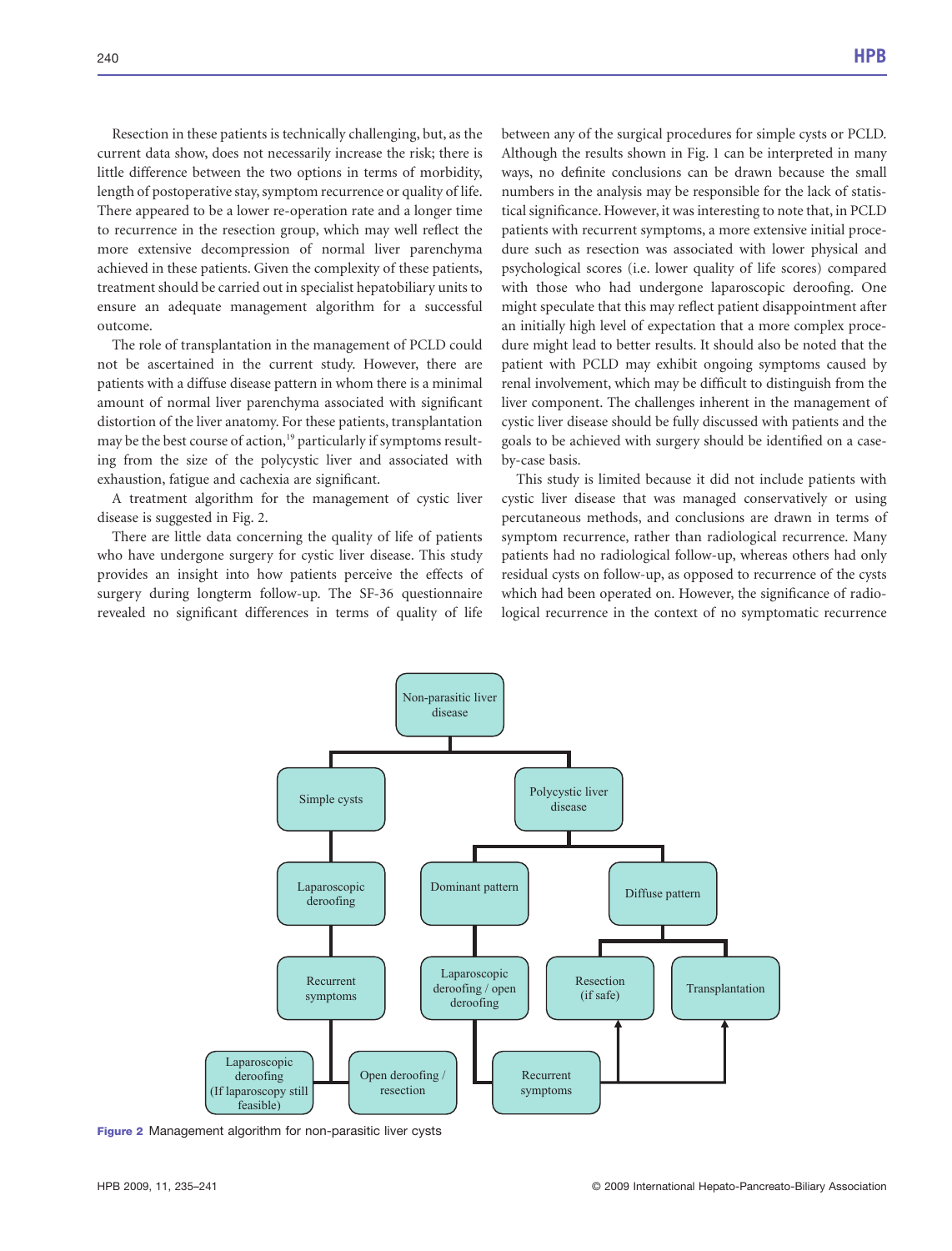Resection in these patients is technically challenging, but, as the current data show, does not necessarily increase the risk; there is little difference between the two options in terms of morbidity, length of postoperative stay, symptom recurrence or quality of life. There appeared to be a lower re-operation rate and a longer time to recurrence in the resection group, which may well reflect the more extensive decompression of normal liver parenchyma achieved in these patients. Given the complexity of these patients, treatment should be carried out in specialist hepatobiliary units to ensure an adequate management algorithm for a successful outcome.

The role of transplantation in the management of PCLD could not be ascertained in the current study. However, there are patients with a diffuse disease pattern in whom there is a minimal amount of normal liver parenchyma associated with significant distortion of the liver anatomy. For these patients, transplantation may be the best course of action,[19] particularly if symptoms resulting from the size of the polycystic liver and associated with exhaustion, fatigue and cachexia are significant.

A treatment algorithm for the management of cystic liver disease is suggested in Fig. 2.

There are little data concerning the quality of life of patients who have undergone surgery for cystic liver disease. This study provides an insight into how patients perceive the effects of surgery during longterm follow-up. The SF-36 questionnaire revealed no significant differences in terms of quality of life between any of the surgical procedures for simple cysts or PCLD. Although the results shown in Fig. 1 can be interpreted in many ways, no definite conclusions can be drawn because the small numbers in the analysis may be responsible for the lack of statistical significance. However, it was interesting to note that, in PCLD patients with recurrent symptoms, a more extensive initial procedure such as resection was associated with lower physical and psychological scores (i.e. lower quality of life scores) compared with those who had undergone laparoscopic deroofing. One might speculate that this may reflect patient disappointment after an initially high level of expectation that a more complex procedure might lead to better results. It should also be noted that the patient with PCLD may exhibit ongoing symptoms caused by renal involvement, which may be difficult to distinguish from the liver component. The challenges inherent in the management of cystic liver disease should be fully discussed with patients and the goals to be achieved with surgery should be identified on a case-by-case basis.

This study is limited because it did not include patients with cystic liver disease that was managed conservatively or using percutaneous methods, and conclusions are drawn in terms of symptom recurrence, rather than radiological recurrence. Many patients had no radiological follow-up, whereas others had only residual cysts on follow-up, as opposed to recurrence of the cysts which had been operated on. However, the significance of radiological recurrence in the context of no symptomatic recurrence

**Figure 2** Management algorithm for non-parasitic liver cysts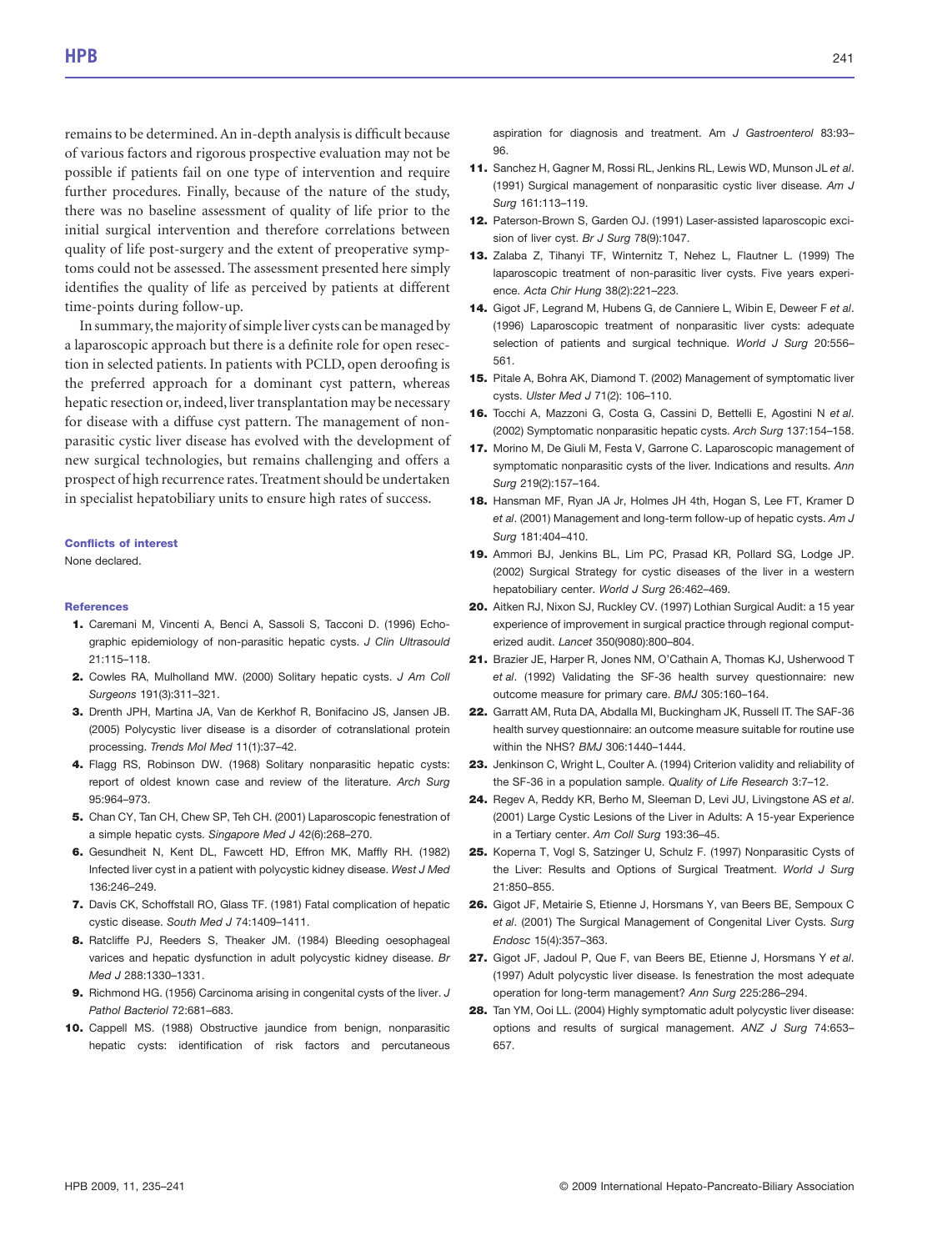remains to be determined. An in-depth analysis is difficult because of various factors and rigorous prospective evaluation may not be possible if patients fail on one type of intervention and require further procedures. Finally, because of the nature of the study, there was no baseline assessment of quality of life prior to the initial surgical intervention and therefore correlations between quality of life post-surgery and the extent of preoperative symptoms could not be assessed. The assessment presented here simply identifies the quality of life as perceived by patients at different time-points during follow-up.

In summary, the majority of simple liver cysts can be managed by a laparoscopic approach but there is a definite role for open resection in selected patients. In patients with PCLD, open deroofing is the preferred approach for a dominant cyst pattern, whereas hepatic resection or, indeed, liver transplantation may be necessary for disease with a diffuse cyst pattern. The management of non-parasitic cystic liver disease has evolved with the development of new surgical technologies, but remains challenging and offers a prospect of high recurrence rates. Treatment should be undertaken in specialist hepatobiliary units to ensure high rates of success.

#### Conflicts of interest

None declared.

#### References

1. Caremani M, Vincenti A, Benci A, Sassoli S, Tacconi D. (1996) Echographic epidemiology of non-parasitic hepatic cysts. *J Clin Ultrasould* 21:115–118.
2. Cowles RA, Mulholland MW. (2000) Solitary hepatic cysts. *J Am Coll Surgeons* 191(3):311–321.
3. Drenth JPH, Martina JA, Van de Kerkhof R, Bonifacino JS, Jansen JB. (2005) Polycystic liver disease is a disorder of cotranslational protein processing. *Trends Mol Med* 11(1):37–42.
4. Flagg RS, Robinson DW. (1968) Solitary nonparasitic hepatic cysts: report of oldest known case and review of the literature. *Arch Surg* 95:964–973.
5. Chan CY, Tan CH, Chew SP, Teh CH. (2001) Laparoscopic fenestration of a simple hepatic cysts. *Singapore Med J* 42(6):268–270.
6. Gesundheit N, Kent DL, Fawcett HD, Effron MK, Maffly RH. (1982) Infected liver cyst in a patient with polycystic kidney disease. *West J Med* 136:246–249.
7. Davis CK, Schoffstall RO, Glass TF. (1981) Fatal complication of hepatic cystic disease. *South Med J* 74:1409–1411.
8. Ratcliffe PJ, Reeders S, Theaker JM. (1984) Bleeding oesophageal varices and hepatic dysfunction in adult polycystic kidney disease. *Br Med J* 288:1330–1331.
9. Richmond HG. (1956) Carcinoma arising in congenital cysts of the liver. *J Pathol Bacteriol* 72:681–683.
10. Cappell MS. (1988) Obstructive jaundice from benign, nonparasitic hepatic cysts: identification of risk factors and percutaneous aspiration for diagnosis and treatment. *Am J Gastroenterol* 83:93–96.
11. Sanchez H, Gagner M, Rossi RL, Jenkins RL, Lewis WD, Munson JL *et al*. (1991) Surgical management of nonparasitic cystic liver disease. *Am J Surg* 161:113–119.
12. Paterson-Brown S, Garden OJ. (1991) Laser-assisted laparoscopic excision of liver cyst. *Br J Surg* 78(9):1047.
13. Zalaba Z, Tihanyi TF, Winternitz T, Nehez L, Flautner L. (1999) The laparoscopic treatment of non-parasitic liver cysts. Five years experience. *Acta Chir Hung* 38(2):221–223.
14. Gigot JF, Legrand M, Hubens G, de Canniere L, Wibin E, Deweer F *et al*. (1996) Laparoscopic treatment of nonparasitic liver cysts: adequate selection of patients and surgical technique. *World J Surg* 20:556–561.
15. Pitale A, Bohra AK, Diamond T. (2002) Management of symptomatic liver cysts. *Ulster Med J* 71(2): 106–110.
16. Tocchi A, Mazzoni G, Costa G, Cassini D, Bettelli E, Agostini N *et al*. (2002) Symptomatic nonparasitic hepatic cysts. *Arch Surg* 137:154–158.
17. Morino M, De Giuli M, Festa V, Garrone C. Laparoscopic management of symptomatic nonparasitic cysts of the liver. Indications and results. *Ann Surg* 219(2):157–164.
18. Hansman MF, Ryan JA Jr, Holmes JH 4th, Hogan S, Lee FT, Kramer D *et al*. (2001) Management and long-term follow-up of hepatic cysts. *Am J Surg* 181:404–410.
19. Ammori BJ, Jenkins BL, Lim PC, Prasad KR, Pollard SG, Lodge JP. (2002) Surgical Strategy for cystic diseases of the liver in a western hepatobiliary center. *World J Surg* 26:462–469.
20. Aitken RJ, Nixon SJ, Ruckley CV. (1997) Lothian Surgical Audit: a 15 year experience of improvement in surgical practice through regional computerized audit. *Lancet* 350(9080):800–804.
21. Brazier JE, Harper R, Jones NM, O'Cathain A, Thomas KJ, Usherwood T *et al*. (1992) Validating the SF-36 health survey questionnaire: new outcome measure for primary care. *BMJ* 305:160–164.
22. Garratt AM, Ruta DA, Abdalla MI, Buckingham JK, Russell IT. The SAF-36 health survey questionnaire: an outcome measure suitable for routine use within the NHS? *BMJ* 306:1440–1444.
23. Jenkinson C, Wright L, Coulter A. (1994) Criterion validity and reliability of the SF-36 in a population sample. *Quality of Life Research* 3:7–12.
24. Regev A, Reddy KR, Berho M, Sleeman D, Levi JU, Livingstone AS *et al*. (2001) Large Cystic Lesions of the Liver in Adults: A 15-year Experience in a Tertiary center. *Am Coll Surg* 193:36–45.
25. Koperna T, Vogl S, Satzinger U, Schulz F. (1997) Nonparasitic Cysts of the Liver: Results and Options of Surgical Treatment. *World J Surg* 21:850–855.
26. Gigot JF, Metairie S, Etienne J, Horsmans Y, van Beers BE, Sempoux C *et al*. (2001) The Surgical Management of Congenital Liver Cysts. *Surg Endosc* 15(4):357–363.
27. Gigot JF, Jadoul P, Que F, van Beers BE, Etienne J, Horsmans Y *et al*. (1997) Adult polycystic liver disease. Is fenestration the most adequate operation for long-term management? *Ann Surg* 225:286–294.
28. Tan YM, Ooi LL. (2004) Highly symptomatic adult polycystic liver disease: options and results of surgical management. *ANZ J Surg* 74:653–657.